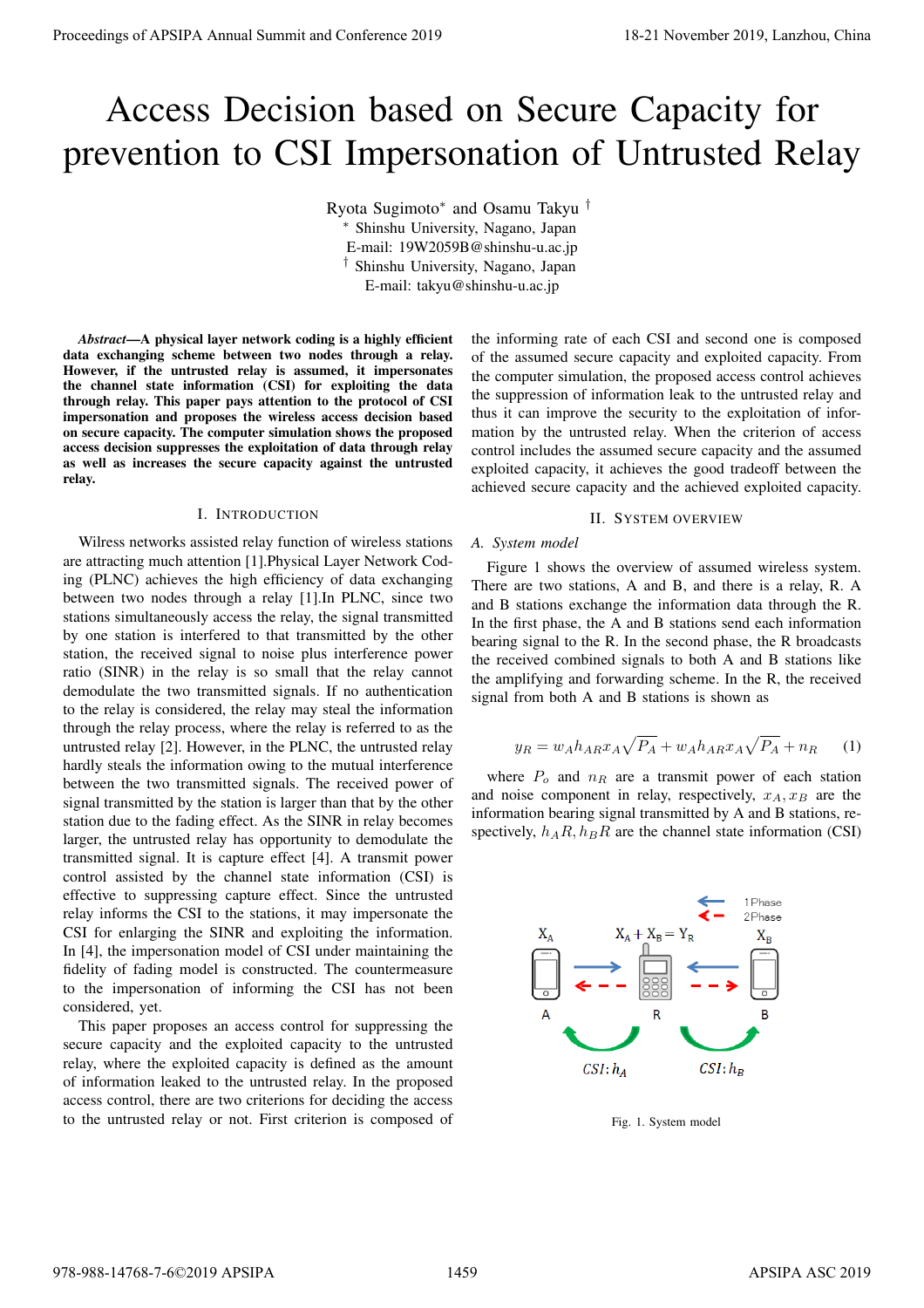# Access Decision based on Secure Capacity for prevention to CSI Impersonation of Untrusted Relay

Ryota Sugimoto* and Osamu Takyu †

\* Shinshu University, Nagano, Japan
E-mail: 19W2059B@shinshu-u.ac.jp

† Shinshu University, Nagano, Japan
E-mail: takyu@shinshu-u.ac.jp

***Abstract*—A physical layer network coding is a highly efficient data exchanging scheme between two nodes through a relay. However, if the untrusted relay is assumed, it impersonates the channel state information (CSI) for exploiting the data through relay. This paper pays attention to the protocol of CSI impersonation and proposes the wireless access decision based on secure capacity. The computer simulation shows the proposed access decision suppresses the exploitation of data through relay as well as increases the secure capacity against the untrusted relay.**

## I. Introduction

Wilress networks assisted relay function of wireless stations are attracting much attention [1].Physical Layer Network Coding (PLNC) achieves the high efficiency of data exchanging between two nodes through a relay [1].In PLNC, since two stations simultaneously access the relay, the signal transmitted by one station is interfered to that transmitted by the other station, the received signal to noise plus interference power ratio (SINR) in the relay is so small that the relay cannot demodulate the two transmitted signals. If no authentication to the relay is considered, the relay may steal the information through the relay process, where the relay is referred to as the untrusted relay [2]. However, in the PLNC, the untrusted relay hardly steals the information owing to the mutual interference between the two transmitted signals. The received power of signal transmitted by the station is larger than that by the other station due to the fading effect. As the SINR in relay becomes larger, the untrusted relay has opportunity to demodulate the transmitted signal. It is capture effect [4]. A transmit power control assisted by the channel state information (CSI) is effective to suppressing capture effect. Since the untrusted relay informs the CSI to the stations, it may impersonate the CSI for enlarging the SINR and exploiting the information. In [4], the impersonation model of CSI under maintaining the fidelity of fading model is constructed. The countermeasure to the impersonation of informing the CSI has not been considered, yet.

This paper proposes an access control for suppressing the secure capacity and the exploited capacity to the untrusted relay, where the exploited capacity is defined as the amount of information leaked to the untrusted relay. In the proposed access control, there are two criterions for deciding the access to the untrusted relay or not. First criterion is composed of the informing rate of each CSI and second one is composed of the assumed secure capacity and exploited capacity. From the computer simulation, the proposed access control achieves the suppression of information leak to the untrusted relay and thus it can improve the security to the exploitation of information by the untrusted relay. When the criterion of access control includes the assumed secure capacity and the assumed exploited capacity, it achieves the good tradeoff between the achieved secure capacity and the achieved exploited capacity.

## II. System overview

### A. System model

Figure 1 shows the overview of assumed wireless system. There are two stations, A and B, and there is a relay, R. A and B stations exchange the information data through the R. In the first phase, the A and B stations send each information bearing signal to the R. In the second phase, the R broadcasts the received combined signals to both A and B stations like the amplifying and forwarding scheme. In the R, the received signal from both A and B stations is shown as

$$y_R = w_A h_{AR} x_A \sqrt{P_A} + w_A h_{AR} x_A \sqrt{P_A} + n_R \quad (1)$$

where $P_o$ and $n_R$ are a transmit power of each station and noise component in relay, respectively, $x_A, x_B$ are the information bearing signal transmitted by A and B stations, respectively, $h_A R, h_B R$ are the channel state information (CSI)

1Phase
2Phase
$X_A$
$X_A + X_B = Y_R$
$X_B$
A
R
B
$CSI: h_A$
$CSI: h_B$

Fig. 1. System model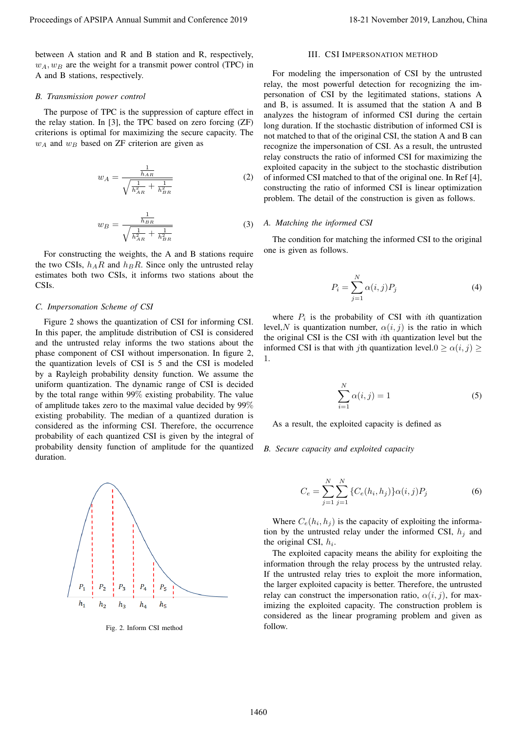between A station and R and B station and R, respectively, $w_A, w_B$ are the weight for a transmit power control (TPC) in A and B stations, respectively.

### B. Transmission power control

The purpose of TPC is the suppression of capture effect in the relay station. In [3], the TPC based on zero forcing (ZF) criterions is optimal for maximizing the secure capacity. The $w_A$ and $w_B$ based on ZF criterion are given as

$$w_A = \frac{\frac{1}{h_{AR}}}{\sqrt{\frac{1}{h_{AR}^2} + \frac{1}{h_{BR}^2}}} \tag{2}$$

$$w_B = \frac{\frac{1}{h_{BR}}}{\sqrt{\frac{1}{h_{AR}^2} + \frac{1}{h_{BR}^2}}} \tag{3}$$

For constructing the weights, the A and B stations require the two CSIs, $h_AR$ and $h_BR$. Since only the untrusted relay estimates both two CSIs, it informs two stations about the CSIs.

### C. Impersonation Scheme of CSI

Figure 2 shows the quantization of CSI for informing CSI. In this paper, the amplitude distribution of CSI is considered and the untrusted relay informs the two stations about the phase component of CSI without impersonation. In figure 2, the quantization levels of CSI is 5 and the CSI is modeled by a Rayleigh probability density function. We assume the uniform quantization. The dynamic range of CSI is decided by the total range within 99% existing probability. The value of amplitude takes zero to the maximal value decided by 99% existing probability. The median of a quantized duration is considered as the informing CSI. Therefore, the occurrence probability of each quantized CSI is given by the integral of probability density function of amplitude for the quantized duration.

Fig. 2. Inform CSI method

## III. CSI Impersonation Method

For modeling the impersonation of CSI by the untrusted relay, the most powerful detection for recognizing the impersonation of CSI by the legitimated stations, stations A and B, is assumed. It is assumed that the station A and B analyzes the histogram of informed CSI during the certain long duration. If the stochastic distribution of informed CSI is not matched to that of the original CSI, the station A and B can recognize the impersonation of CSI. As a result, the untrusted relay constructs the ratio of informed CSI for maximizing the exploited capacity in the subject to the stochastic distribution of informed CSI matched to that of the original one. In Ref [4], constructing the ratio of informed CSI is linear optimization problem. The detail of the construction is given as follows.

### A. Matching the informed CSI

The condition for matching the informed CSI to the original one is given as follows.

$$P_i = \sum_{j=1}^{N} \alpha(i,j) P_j \tag{4}$$

where $P_i$ is the probability of CSI with $i$th quantization level,$N$ is quantization number, $\alpha(i,j)$ is the ratio in which the original CSI is the CSI with $i$th quantization level but the informed CSI is that with $j$th quantization level.$0 \geq \alpha(i,j) \geq 1$.

$$\sum_{i=1}^{N} \alpha(i,j) = 1 \tag{5}$$

As a result, the exploited capacity is defined as

### B. Secure capacity and exploited capacity

$$C_e = \sum_{j=1}^{N} \sum_{j=1}^{N} \{C_e(h_i, h_j)\} \alpha(i,j) P_j \tag{6}$$

Where $C_e(h_i, h_j)$ is the capacity of exploiting the information by the untrusted relay under the informed CSI, $h_j$ and the original CSI, $h_i$.

The exploited capacity means the ability for exploiting the information through the relay process by the untrusted relay. If the untrusted relay tries to exploit the more information, the larger exploited capacity is better. Therefore, the untrusted relay can construct the impersonation ratio, $\alpha(i,j)$, for maximizing the exploited capacity. The construction problem is considered as the linear programing problem and given as follow.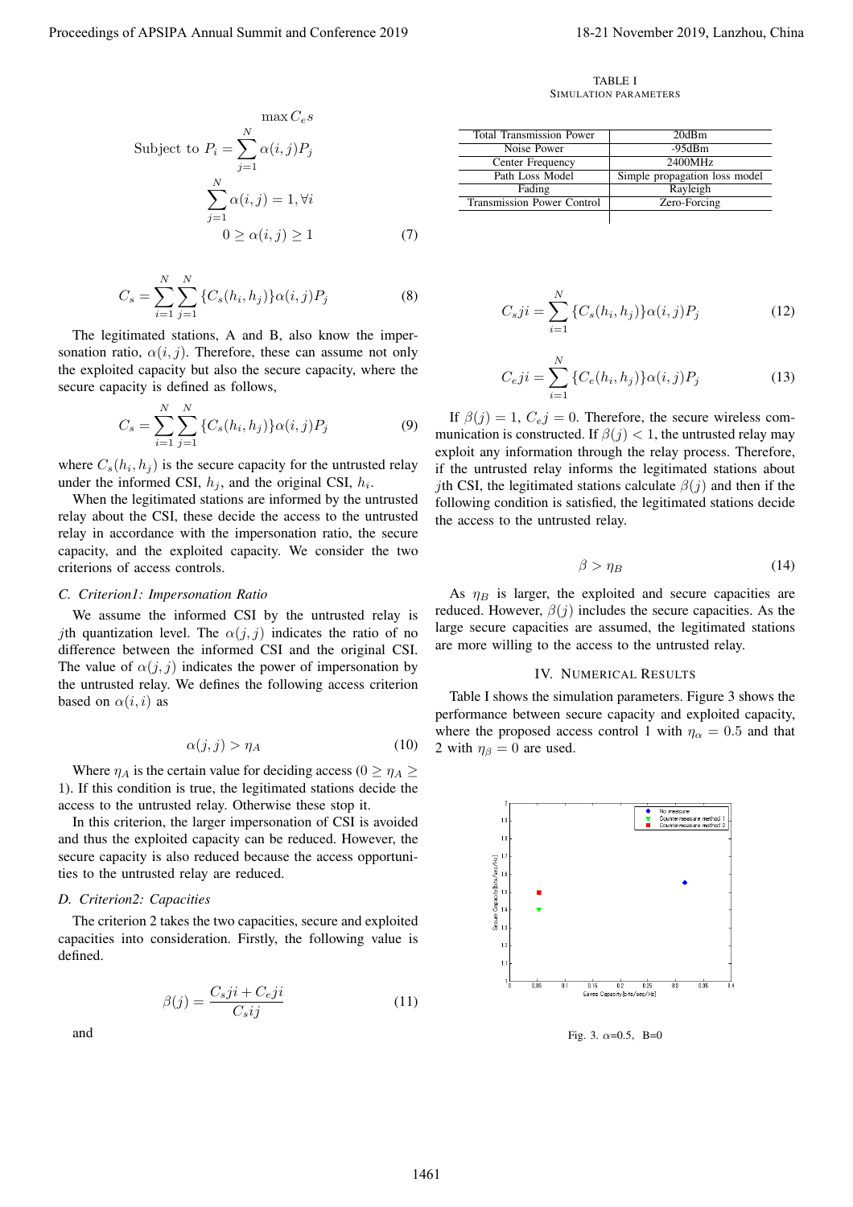$$\max C_e s$$

$$\text{Subject to } P_i = \sum_{j=1}^{N} \alpha(i,j) P_j$$

$$\sum_{j=1}^{N} \alpha(i,j) = 1, \forall i$$

$$0 \geq \alpha(i,j) \geq 1 \tag{7}$$

$$C_s = \sum_{i=1}^{N} \sum_{j=1}^{N} \{C_s(h_i, h_j)\} \alpha(i,j) P_j \tag{8}$$

The legitimated stations, A and B, also know the impersonation ratio, $\alpha(i,j)$. Therefore, these can assume not only the exploited capacity but also the secure capacity, where the secure capacity is defined as follows,

$$C_s = \sum_{i=1}^{N} \sum_{j=1}^{N} \{C_s(h_i, h_j)\} \alpha(i,j) P_j \tag{9}$$

where $C_s(h_i, h_j)$ is the secure capacity for the untrusted relay under the informed CSI, $h_j$, and the original CSI, $h_i$.

When the legitimated stations are informed by the untrusted relay about the CSI, these decide the access to the untrusted relay in accordance with the impersonation ratio, the secure capacity, and the exploited capacity. We consider the two criterions of access controls.

### *C. Criterion1: Impersonation Ratio*

We assume the informed CSI by the untrusted relay is $j$th quantization level. The $\alpha(j,j)$ indicates the ratio of no difference between the informed CSI and the original CSI. The value of $\alpha(j,j)$ indicates the power of impersonation by the untrusted relay. We defines the following access criterion based on $\alpha(i,i)$ as

$$\alpha(j,j) > \eta_A \tag{10}$$

Where $\eta_A$ is the certain value for deciding access ($0 \geq \eta_A \geq 1$). If this condition is true, the legitimated stations decide the access to the untrusted relay. Otherwise these stop it.

In this criterion, the larger impersonation of CSI is avoided and thus the exploited capacity can be reduced. However, the secure capacity is also reduced because the access opportunities to the untrusted relay are reduced.

### *D. Criterion2: Capacities*

The criterion 2 takes the two capacities, secure and exploited capacities into consideration. Firstly, the following value is defined.

$$\beta(j) = \frac{C_s ji + C_e ji}{C_s ij} \tag{11}$$

and

$$C_s ji = \sum_{i=1}^{N} \{C_s(h_i, h_j)\} \alpha(i,j) P_j \tag{12}$$

$$C_e ji = \sum_{i=1}^{N} \{C_e(h_i, h_j)\} \alpha(i,j) P_j \tag{13}$$

If $\beta(j) = 1$, $C_e j = 0$. Therefore, the secure wireless communication is constructed. If $\beta(j) < 1$, the untrusted relay may exploit any information through the relay process. Therefore, if the untrusted relay informs the legitimated stations about $j$th CSI, the legitimated stations calculate $\beta(j)$ and then if the following condition is satisfied, the legitimated stations decide the access to the untrusted relay.

$$\beta > \eta_B \tag{14}$$

As $\eta_B$ is larger, the exploited and secure capacities are reduced. However, $\beta(j)$ includes the secure capacities. As the large secure capacities are assumed, the legitimated stations are more willing to the access to the untrusted relay.

## IV. Numerical Results

TABLE I
SIMULATION PARAMETERS

| Parameter | Value |
|---|---|
| Total Transmission Power | 20dBm |
| Noise Power | -95dBm |
| Center Frequency | 2400MHz |
| Path Loss Model | Simple propagation loss model |
| Fading | Rayleigh |
| Transmission Power Control | Zero-Forcing |

Table I shows the simulation parameters. Figure 3 shows the performance between secure capacity and exploited capacity, where the proposed access control 1 with $\eta_\alpha = 0.5$ and that 2 with $\eta_\beta = 0$ are used.

Fig. 3. $\alpha$=0.5, B=0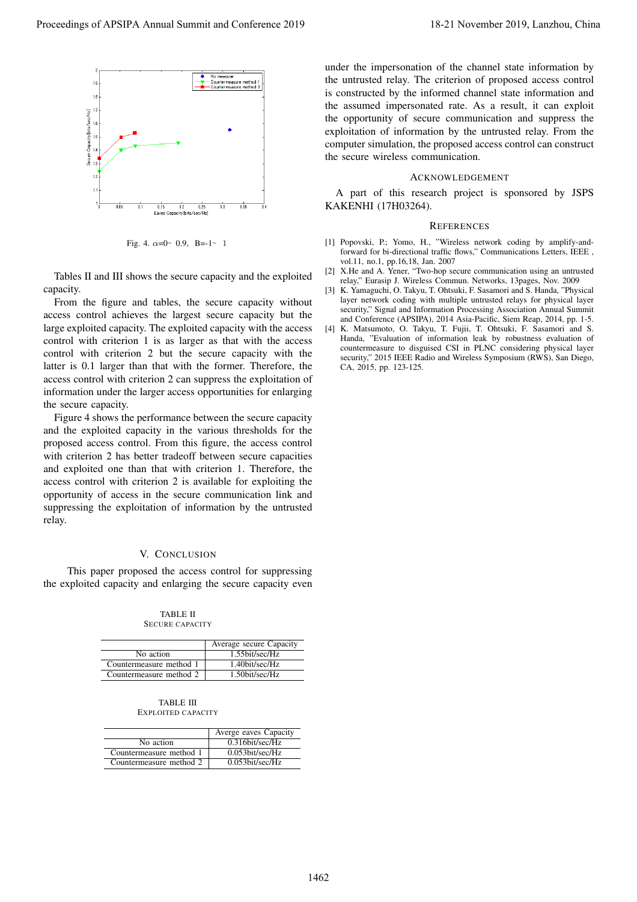2
1.9
1.8
1.7
1.6
1.5
1.4
1.3
1.2
1.1
1
0 0.05 0.1 0.15 0.2 0.25 0.3 0.35 0.4
Secure Capacity[bits/sec/Hz]
Eaves Capacity[bits/sec/Hz]
No measure
Countermeasure method 1
Countermeasure method 2

Fig. 4. $\alpha$=0~ 0.9, B=-1~ 1

Tables II and III shows the secure capacity and the exploited capacity.

From the figure and tables, the secure capacity without access control achieves the largest secure capacity but the large exploited capacity. The exploited capacity with the access control with criterion 1 is as larger as that with the access control with criterion 2 but the secure capacity with the latter is 0.1 larger than that with the former. Therefore, the access control with criterion 2 can suppress the exploitation of information under the larger access opportunities for enlarging the secure capacity.

Figure 4 shows the performance between the secure capacity and the exploited capacity in the various thresholds for the proposed access control. From this figure, the access control with criterion 2 has better tradeoff between secure capacities and exploited one than that with criterion 1. Therefore, the access control with criterion 2 is available for exploiting the opportunity of access in the secure communication link and suppressing the exploitation of information by the untrusted relay.

## V. Conclusion

This paper proposed the access control for suppressing the exploited capacity and enlarging the secure capacity even under the impersonation of the channel state information by the untrusted relay. The criterion of proposed access control is constructed by the informed channel state information and the assumed impersonated rate. As a result, it can exploit the opportunity of secure communication and suppress the exploitation of information by the untrusted relay. From the computer simulation, the proposed access control can construct the secure wireless communication.

TABLE II
Secure Capacity

| | Average secure Capacity |
|---|---|
| No action | 1.55bit/sec/Hz |
| Countermeasure method 1 | 1.40bit/sec/Hz |
| Countermeasure method 2 | 1.50bit/sec/Hz |

TABLE III
Exploited Capacity

| | Averge eaves Capacity |
|---|---|
| No action | 0.316bit/sec/Hz |
| Countermeasure method 1 | 0.053bit/sec/Hz |
| Countermeasure method 2 | 0.053bit/sec/Hz |

## Acknowledgement

A part of this research project is sponsored by JSPS KAKENHI (17H03264).

## References

[1] Popovski, P.; Yomo, H., "Wireless network coding by amplify-and-forward for bi-directional traffic flows," Communications Letters, IEEE , vol.11, no.1, pp.16,18, Jan. 2007

[2] X.He and A. Yener, "Two-hop secure communication using an untrusted relay," Eurasip J. Wireless Commun. Networks, 13pages, Nov. 2009

[3] K. Yamaguchi, O. Takyu, T. Ohtsuki, F. Sasamori and S. Handa, "Physical layer network coding with multiple untrusted relays for physical layer security," Signal and Information Processing Association Annual Summit and Conference (APSIPA), 2014 Asia-Pacific, Siem Reap, 2014, pp. 1-5.

[4] K. Matsumoto, O. Takyu, T. Fujii, T. Ohtsuki, F. Sasamori and S. Handa, "Evaluation of information leak by robustness evaluation of countermeasure to disguised CSI in PLNC considering physical layer security," 2015 IEEE Radio and Wireless Symposium (RWS), San Diego, CA, 2015, pp. 123-125.